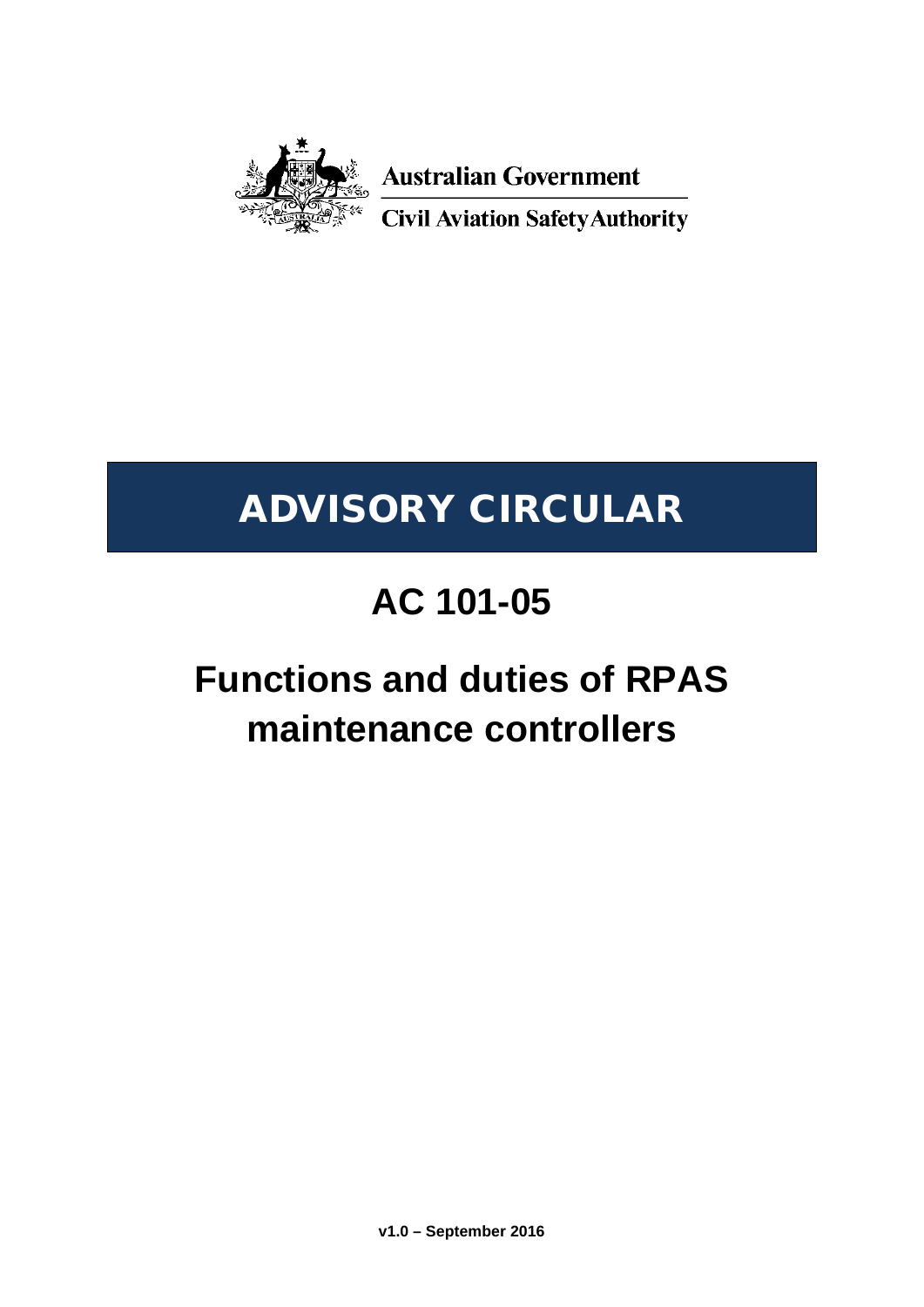Australian Government

Civil Aviation Safety Authority

# ADVISORY CIRCULAR

# AC 101-05

# Functions and duties of RPAS maintenance controllers

**v1.0 – September 2016**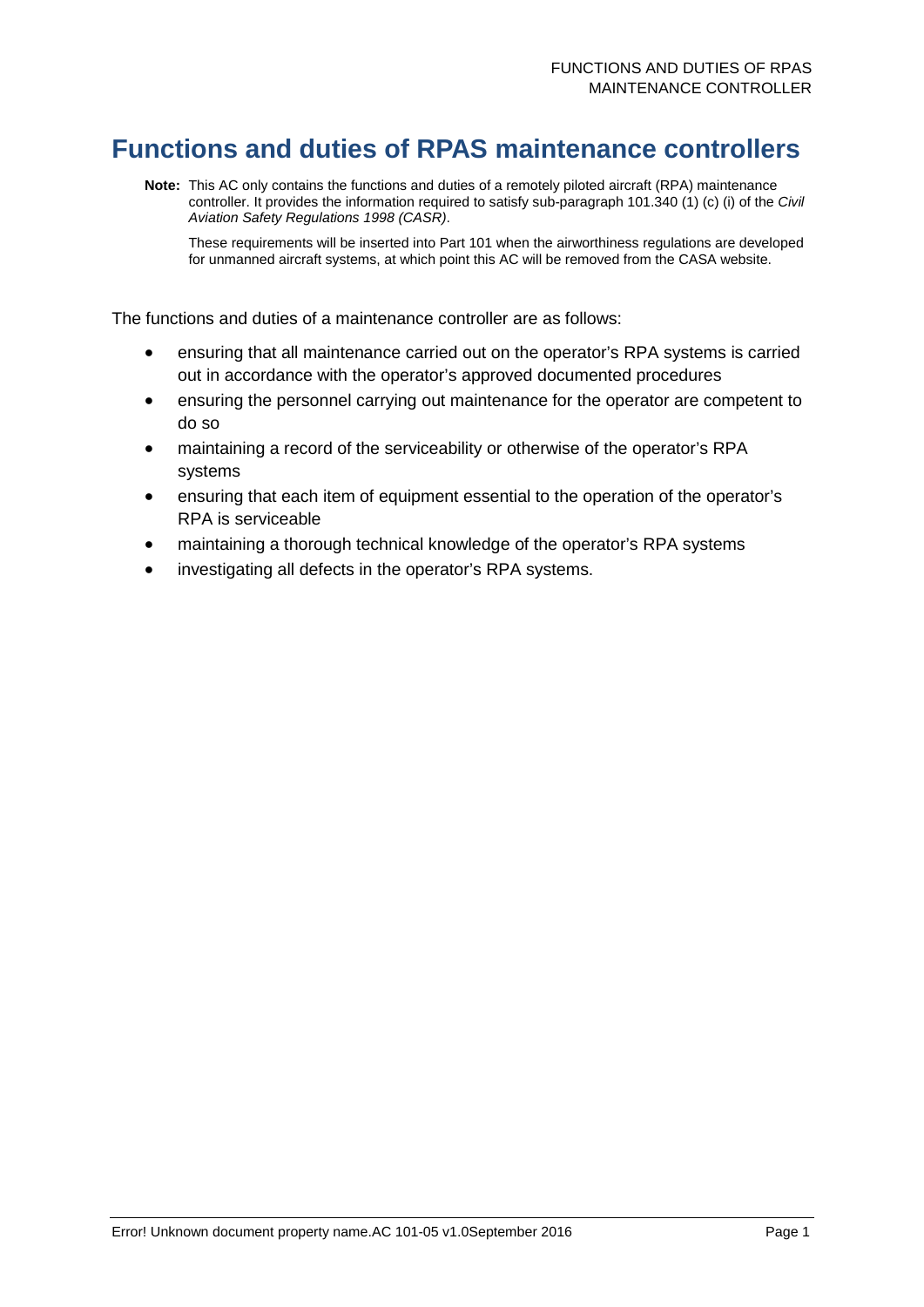# Functions and duties of RPAS maintenance controllers

> **Note:** This AC only contains the functions and duties of a remotely piloted aircraft (RPA) maintenance controller. It provides the information required to satisfy sub-paragraph 101.340 (1) (c) (i) of the *Civil Aviation Safety Regulations 1998 (CASR)*.
>
> These requirements will be inserted into Part 101 when the airworthiness regulations are developed for unmanned aircraft systems, at which point this AC will be removed from the CASA website.

The functions and duties of a maintenance controller are as follows:

- ensuring that all maintenance carried out on the operator's RPA systems is carried out in accordance with the operator's approved documented procedures
- ensuring the personnel carrying out maintenance for the operator are competent to do so
- maintaining a record of the serviceability or otherwise of the operator's RPA systems
- ensuring that each item of equipment essential to the operation of the operator's RPA is serviceable
- maintaining a thorough technical knowledge of the operator's RPA systems
- investigating all defects in the operator's RPA systems.